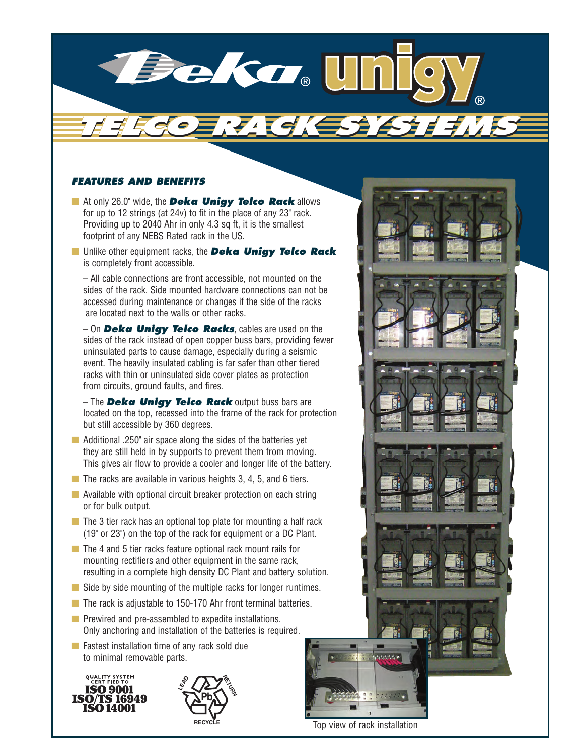# Deka® unigy®

## TELCO RACK SYSTEMS

### FEATURES AND BENEFITS

- At only 26.0" wide, the ***Deka Unigy Telco Rack*** allows for up to 12 strings (at 24v) to fit in the place of any 23" rack. Providing up to 2040 Ahr in only 4.3 sq ft, it is the smallest footprint of any NEBS Rated rack in the US.
- Unlike other equipment racks, the ***Deka Unigy Telco Rack*** is completely front accessible.

  – All cable connections are front accessible, not mounted on the sides of the rack. Side mounted hardware connections can not be accessed during maintenance or changes if the side of the racks are located next to the walls or other racks.

  – On ***Deka Unigy Telco Racks***, cables are used on the sides of the rack instead of open copper buss bars, providing fewer uninsulated parts to cause damage, especially during a seismic event. The heavily insulated cabling is far safer than other tiered racks with thin or uninsulated side cover plates as protection from circuits, ground faults, and fires.

  – The ***Deka Unigy Telco Rack*** output buss bars are located on the top, recessed into the frame of the rack for protection but still accessible by 360 degrees.
- Additional .250" air space along the sides of the batteries yet they are still held in by supports to prevent them from moving. This gives air flow to provide a cooler and longer life of the battery.
- The racks are available in various heights 3, 4, 5, and 6 tiers.
- Available with optional circuit breaker protection on each string or for bulk output.
- The 3 tier rack has an optional top plate for mounting a half rack (19" or 23") on the top of the rack for equipment or a DC Plant.
- The 4 and 5 tier racks feature optional rack mount rails for mounting rectifiers and other equipment in the same rack, resulting in a complete high density DC Plant and battery solution.
- Side by side mounting of the multiple racks for longer runtimes.
- The rack is adjustable to 150-170 Ahr front terminal batteries.
- Prewired and pre-assembled to expedite installations. Only anchoring and installation of the batteries is required.
- Fastest installation time of any rack sold due to minimal removable parts.

QUALITY SYSTEM CERTIFIED TO ISO 9001 ISO/TS 16949 ISO 14001

LEAD RETURN Pb RECYCLE

Top view of rack installation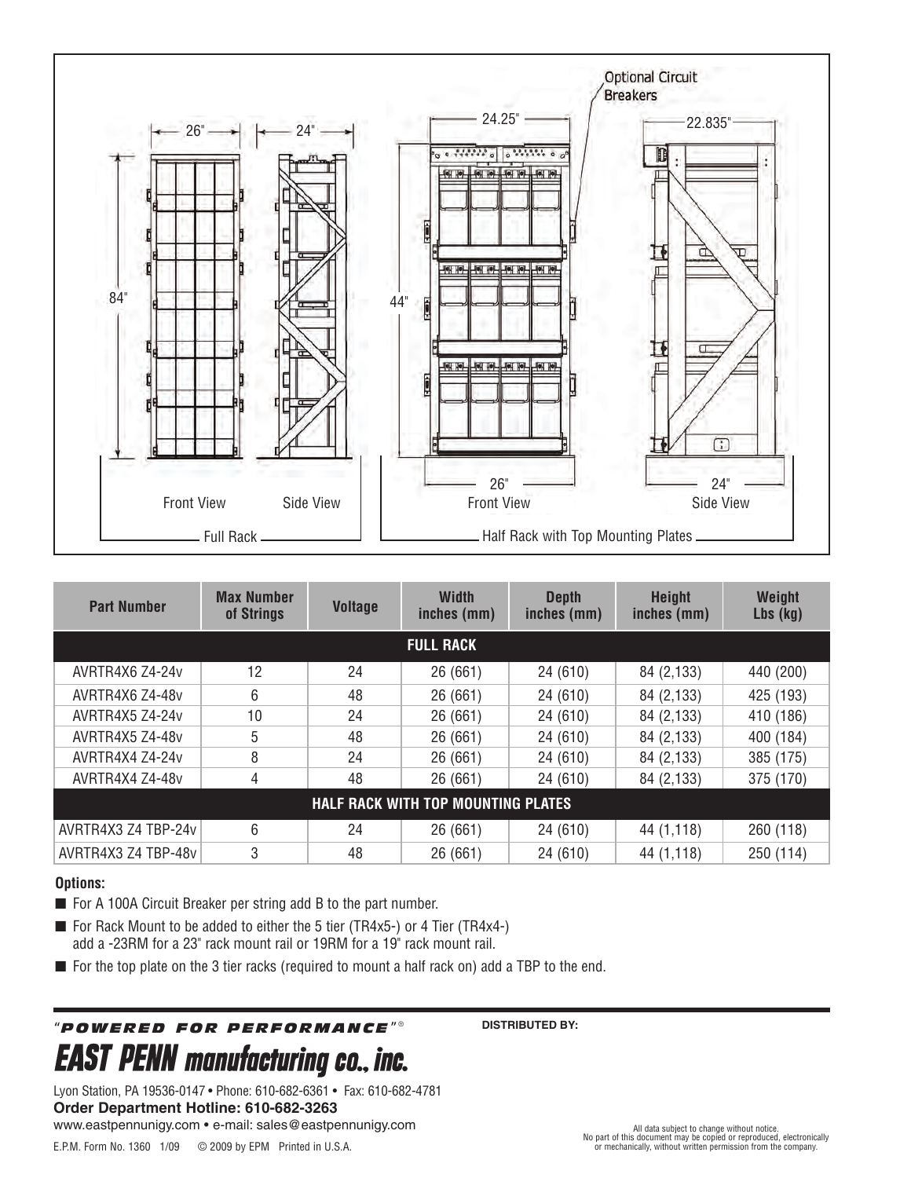Optional Circuit Breakers

26"
24"
84"
Front View
Side View
Full Rack

24.25"
22.835"
44"
26"
24"
Front View
Side View
Half Rack with Top Mounting Plates

| Part Number | Max Number of Strings | Voltage | Width inches (mm) | Depth inches (mm) | Height inches (mm) | Weight Lbs (kg) |
|---|---|---|---|---|---|---|
| **FULL RACK** | | | | | | |
| AVRTR4X6 Z4-24v | 12 | 24 | 26 (661) | 24 (610) | 84 (2,133) | 440 (200) |
| AVRTR4X6 Z4-48v | 6 | 48 | 26 (661) | 24 (610) | 84 (2,133) | 425 (193) |
| AVRTR4X5 Z4-24v | 10 | 24 | 26 (661) | 24 (610) | 84 (2,133) | 410 (186) |
| AVRTR4X5 Z4-48v | 5 | 48 | 26 (661) | 24 (610) | 84 (2,133) | 400 (184) |
| AVRTR4X4 Z4-24v | 8 | 24 | 26 (661) | 24 (610) | 84 (2,133) | 385 (175) |
| AVRTR4X4 Z4-48v | 4 | 48 | 26 (661) | 24 (610) | 84 (2,133) | 375 (170) |
| **HALF RACK WITH TOP MOUNTING PLATES** | | | | | | |
| AVRTR4X3 Z4 TBP-24v | 6 | 24 | 26 (661) | 24 (610) | 44 (1,118) | 260 (118) |
| AVRTR4X3 Z4 TBP-48v | 3 | 48 | 26 (661) | 24 (610) | 44 (1,118) | 250 (114) |

**Options:**

- For A 100A Circuit Breaker per string add B to the part number.
- For Rack Mount to be added to either the 5 tier (TR4x5-) or 4 Tier (TR4x4-) add a -23RM for a 23" rack mount rail or 19RM for a 19" rack mount rail.
- For the top plate on the 3 tier racks (required to mount a half rack on) add a TBP to the end.

*"POWERED FOR PERFORMANCE"®*

**DISTRIBUTED BY:**

**EAST PENN manufacturing co., inc.**

Lyon Station, PA 19536-0147 • Phone: 610-682-6361 • Fax: 610-682-4781

**Order Department Hotline: 610-682-3263**

www.eastpennunigy.com • e-mail: sales@eastpennunigy.com

E.P.M. Form No. 1360 1/09 © 2009 by EPM Printed in U.S.A.

All data subject to change without notice.
No part of this document may be copied or reproduced, electronically or mechanically, without written permission from the company.